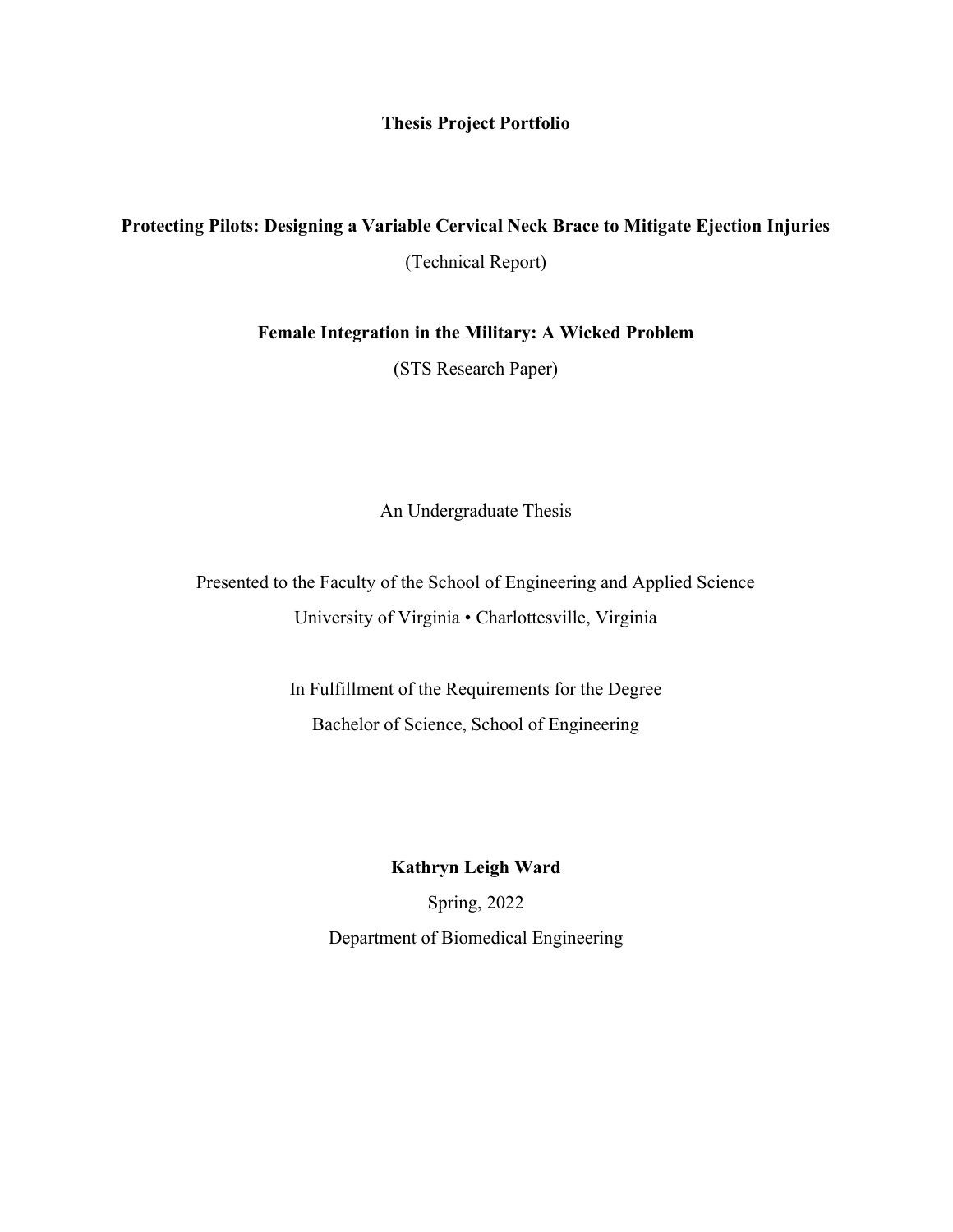# Thesis Project Portfolio

**Protecting Pilots: Designing a Variable Cervical Neck Brace to Mitigate Ejection Injuries**

(Technical Report)

**Female Integration in the Military: A Wicked Problem**

(STS Research Paper)

An Undergraduate Thesis

Presented to the Faculty of the School of Engineering and Applied Science

University of Virginia • Charlottesville, Virginia

In Fulfillment of the Requirements for the Degree

Bachelor of Science, School of Engineering

**Kathryn Leigh Ward**

Spring, 2022

Department of Biomedical Engineering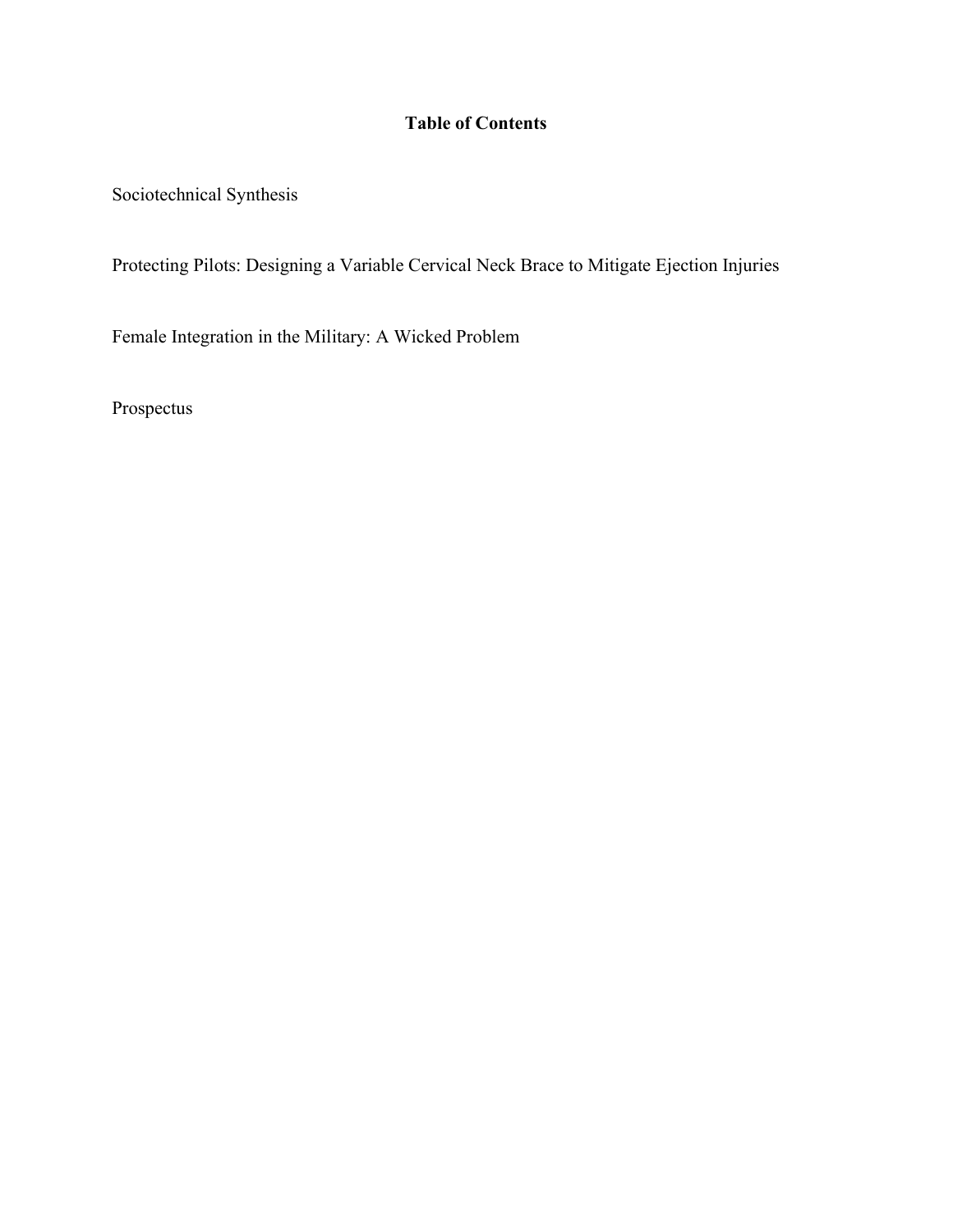**Table of Contents**

Sociotechnical Synthesis

Protecting Pilots: Designing a Variable Cervical Neck Brace to Mitigate Ejection Injuries

Female Integration in the Military: A Wicked Problem

Prospectus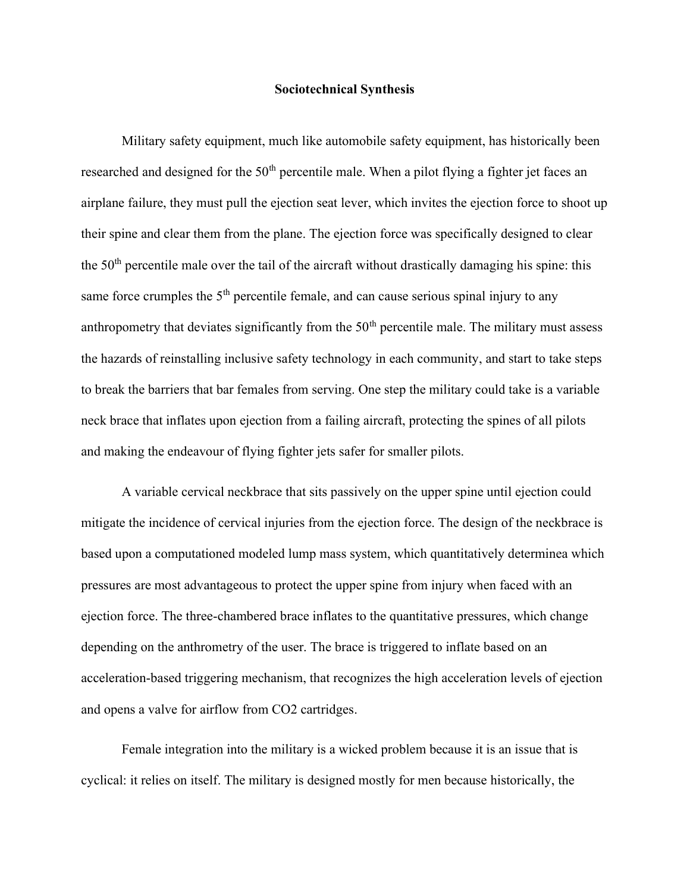**Sociotechnical Synthesis**

Military safety equipment, much like automobile safety equipment, has historically been researched and designed for the 50th percentile male. When a pilot flying a fighter jet faces an airplane failure, they must pull the ejection seat lever, which invites the ejection force to shoot up their spine and clear them from the plane. The ejection force was specifically designed to clear the 50th percentile male over the tail of the aircraft without drastically damaging his spine: this same force crumples the 5th percentile female, and can cause serious spinal injury to any anthropometry that deviates significantly from the 50th percentile male. The military must assess the hazards of reinstalling inclusive safety technology in each community, and start to take steps to break the barriers that bar females from serving. One step the military could take is a variable neck brace that inflates upon ejection from a failing aircraft, protecting the spines of all pilots and making the endeavour of flying fighter jets safer for smaller pilots.

A variable cervical neckbrace that sits passively on the upper spine until ejection could mitigate the incidence of cervical injuries from the ejection force. The design of the neckbrace is based upon a computationed modeled lump mass system, which quantitatively determinea which pressures are most advantageous to protect the upper spine from injury when faced with an ejection force. The three-chambered brace inflates to the quantitative pressures, which change depending on the anthrometry of the user. The brace is triggered to inflate based on an acceleration-based triggering mechanism, that recognizes the high acceleration levels of ejection and opens a valve for airflow from $CO_2$ cartridges.

Female integration into the military is a wicked problem because it is an issue that is cyclical: it relies on itself. The military is designed mostly for men because historically, the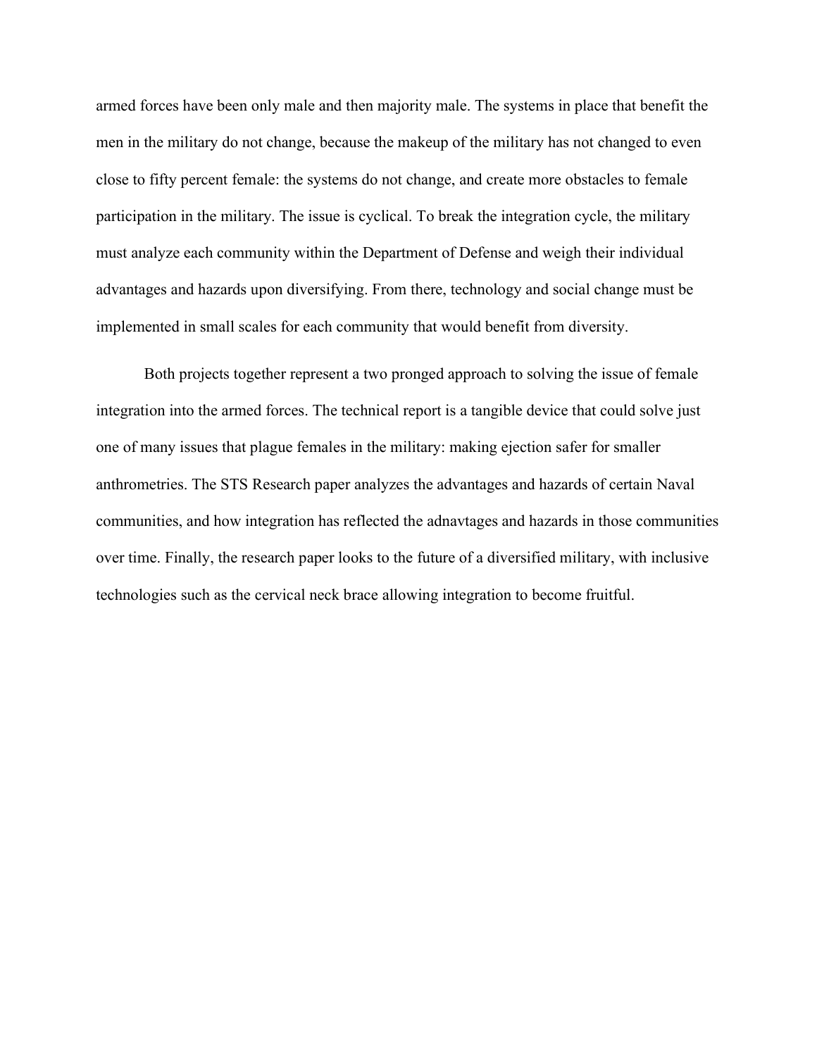armed forces have been only male and then majority male. The systems in place that benefit the men in the military do not change, because the makeup of the military has not changed to even close to fifty percent female: the systems do not change, and create more obstacles to female participation in the military. The issue is cyclical. To break the integration cycle, the military must analyze each community within the Department of Defense and weigh their individual advantages and hazards upon diversifying. From there, technology and social change must be implemented in small scales for each community that would benefit from diversity.

Both projects together represent a two pronged approach to solving the issue of female integration into the armed forces. The technical report is a tangible device that could solve just one of many issues that plague females in the military: making ejection safer for smaller anthrometries. The STS Research paper analyzes the advantages and hazards of certain Naval communities, and how integration has reflected the adnavtages and hazards in those communities over time. Finally, the research paper looks to the future of a diversified military, with inclusive technologies such as the cervical neck brace allowing integration to become fruitful.